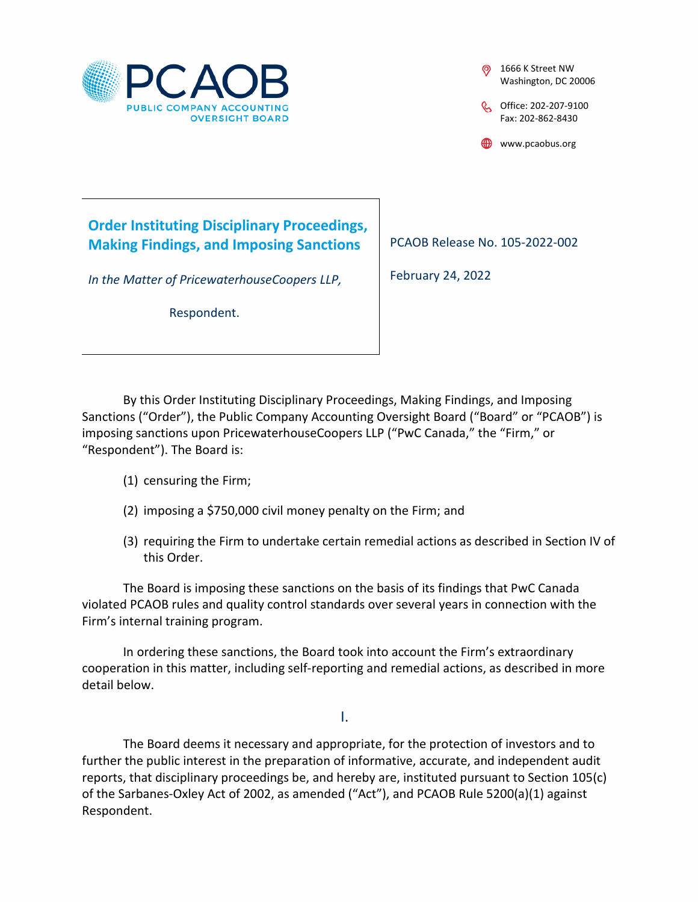PCAOB
PUBLIC COMPANY ACCOUNTING OVERSIGHT BOARD

1666 K Street NW
Washington, DC 20006

Office: 202-207-9100
Fax: 202-862-8430

www.pcaobus.org

**Order Instituting Disciplinary Proceedings, Making Findings, and Imposing Sanctions**

*In the Matter of PricewaterhouseCoopers LLP,*

Respondent.

PCAOB Release No. 105-2022-002

February 24, 2022

By this Order Instituting Disciplinary Proceedings, Making Findings, and Imposing Sanctions ("Order"), the Public Company Accounting Oversight Board ("Board" or "PCAOB") is imposing sanctions upon PricewaterhouseCoopers LLP ("PwC Canada," the "Firm," or "Respondent"). The Board is:

(1) censuring the Firm;

(2) imposing a $750,000 civil money penalty on the Firm; and

(3) requiring the Firm to undertake certain remedial actions as described in Section IV of this Order.

The Board is imposing these sanctions on the basis of its findings that PwC Canada violated PCAOB rules and quality control standards over several years in connection with the Firm's internal training program.

In ordering these sanctions, the Board took into account the Firm's extraordinary cooperation in this matter, including self-reporting and remedial actions, as described in more detail below.

## I.

The Board deems it necessary and appropriate, for the protection of investors and to further the public interest in the preparation of informative, accurate, and independent audit reports, that disciplinary proceedings be, and hereby are, instituted pursuant to Section 105(c) of the Sarbanes-Oxley Act of 2002, as amended ("Act"), and PCAOB Rule 5200(a)(1) against Respondent.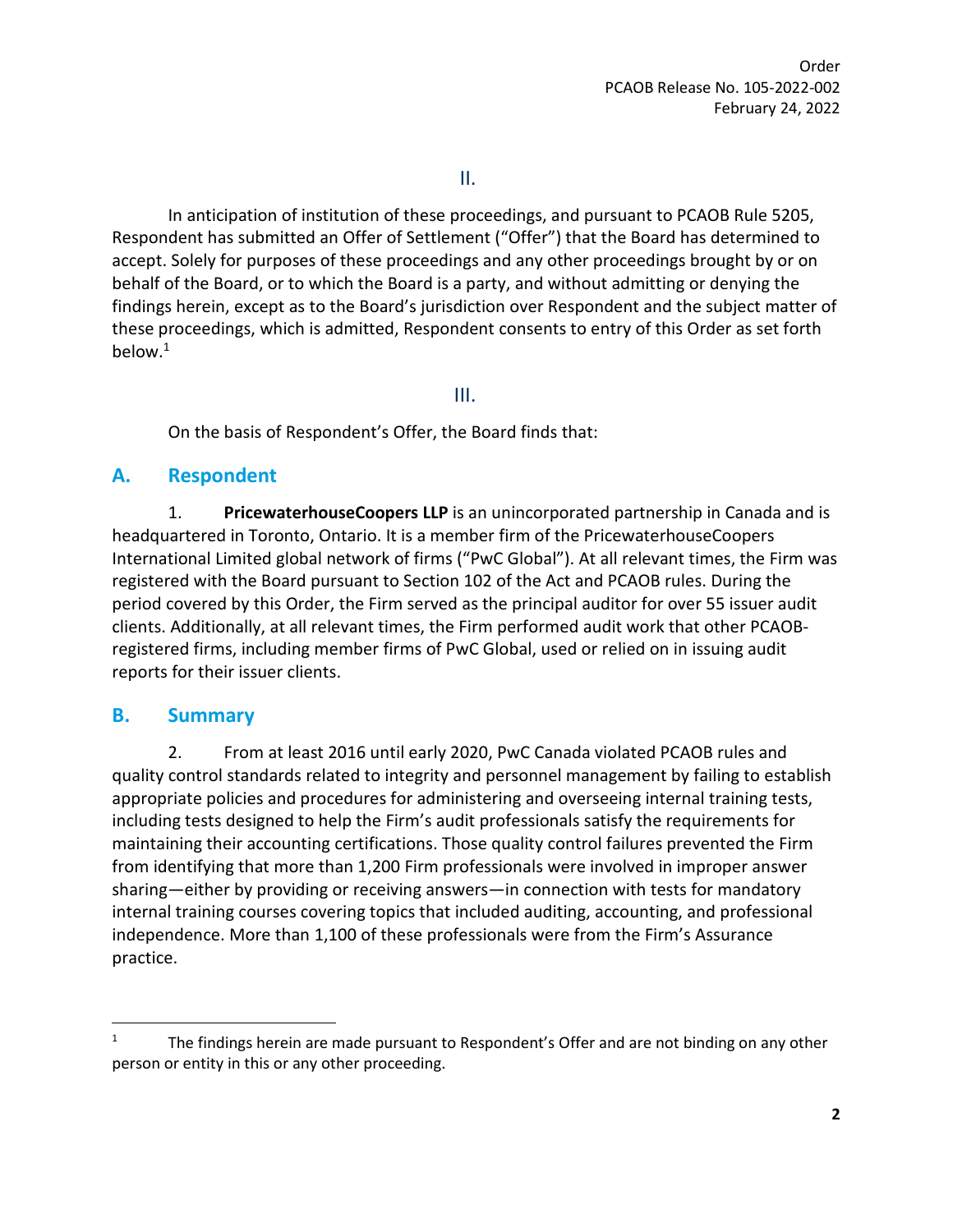II.

In anticipation of institution of these proceedings, and pursuant to PCAOB Rule 5205, Respondent has submitted an Offer of Settlement ("Offer") that the Board has determined to accept. Solely for purposes of these proceedings and any other proceedings brought by or on behalf of the Board, or to which the Board is a party, and without admitting or denying the findings herein, except as to the Board's jurisdiction over Respondent and the subject matter of these proceedings, which is admitted, Respondent consents to entry of this Order as set forth below.[1]

III.

On the basis of Respondent's Offer, the Board finds that:

## A. Respondent

1. **PricewaterhouseCoopers LLP** is an unincorporated partnership in Canada and is headquartered in Toronto, Ontario. It is a member firm of the PricewaterhouseCoopers International Limited global network of firms ("PwC Global"). At all relevant times, the Firm was registered with the Board pursuant to Section 102 of the Act and PCAOB rules. During the period covered by this Order, the Firm served as the principal auditor for over 55 issuer audit clients. Additionally, at all relevant times, the Firm performed audit work that other PCAOB-registered firms, including member firms of PwC Global, used or relied on in issuing audit reports for their issuer clients.

## B. Summary

2. From at least 2016 until early 2020, PwC Canada violated PCAOB rules and quality control standards related to integrity and personnel management by failing to establish appropriate policies and procedures for administering and overseeing internal training tests, including tests designed to help the Firm's audit professionals satisfy the requirements for maintaining their accounting certifications. Those quality control failures prevented the Firm from identifying that more than 1,200 Firm professionals were involved in improper answer sharing—either by providing or receiving answers—in connection with tests for mandatory internal training courses covering topics that included auditing, accounting, and professional independence. More than 1,100 of these professionals were from the Firm's Assurance practice.

[1] The findings herein are made pursuant to Respondent's Offer and are not binding on any other person or entity in this or any other proceeding.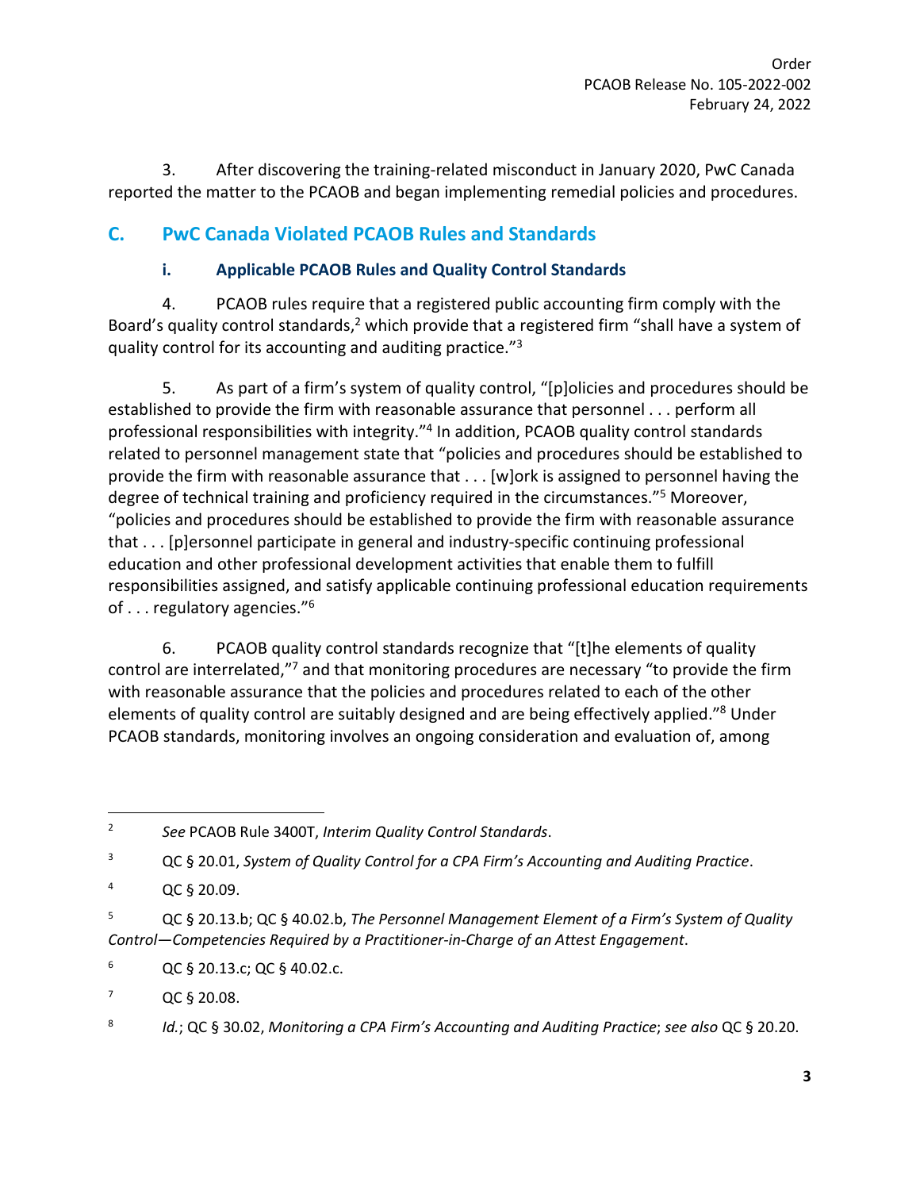3. After discovering the training-related misconduct in January 2020, PwC Canada reported the matter to the PCAOB and began implementing remedial policies and procedures.

## C. PwC Canada Violated PCAOB Rules and Standards

### i. Applicable PCAOB Rules and Quality Control Standards

4. PCAOB rules require that a registered public accounting firm comply with the Board's quality control standards,[2] which provide that a registered firm "shall have a system of quality control for its accounting and auditing practice."[3]

5. As part of a firm's system of quality control, "[p]olicies and procedures should be established to provide the firm with reasonable assurance that personnel . . . perform all professional responsibilities with integrity."[4] In addition, PCAOB quality control standards related to personnel management state that "policies and procedures should be established to provide the firm with reasonable assurance that . . . [w]ork is assigned to personnel having the degree of technical training and proficiency required in the circumstances."[5] Moreover, "policies and procedures should be established to provide the firm with reasonable assurance that . . . [p]ersonnel participate in general and industry-specific continuing professional education and other professional development activities that enable them to fulfill responsibilities assigned, and satisfy applicable continuing professional education requirements of . . . regulatory agencies."[6]

6. PCAOB quality control standards recognize that "[t]he elements of quality control are interrelated,"[7] and that monitoring procedures are necessary "to provide the firm with reasonable assurance that the policies and procedures related to each of the other elements of quality control are suitably designed and are being effectively applied."[8] Under PCAOB standards, monitoring involves an ongoing consideration and evaluation of, among

---

[2] *See* PCAOB Rule 3400T, *Interim Quality Control Standards*.

[3] QC § 20.01, *System of Quality Control for a CPA Firm's Accounting and Auditing Practice*.

[4] QC § 20.09.

[5] QC § 20.13.b; QC § 40.02.b, *The Personnel Management Element of a Firm's System of Quality Control—Competencies Required by a Practitioner-in-Charge of an Attest Engagement*.

[6] QC § 20.13.c; QC § 40.02.c.

[7] QC § 20.08.

[8] *Id.*; QC § 30.02, *Monitoring a CPA Firm's Accounting and Auditing Practice*; *see also* QC § 20.20.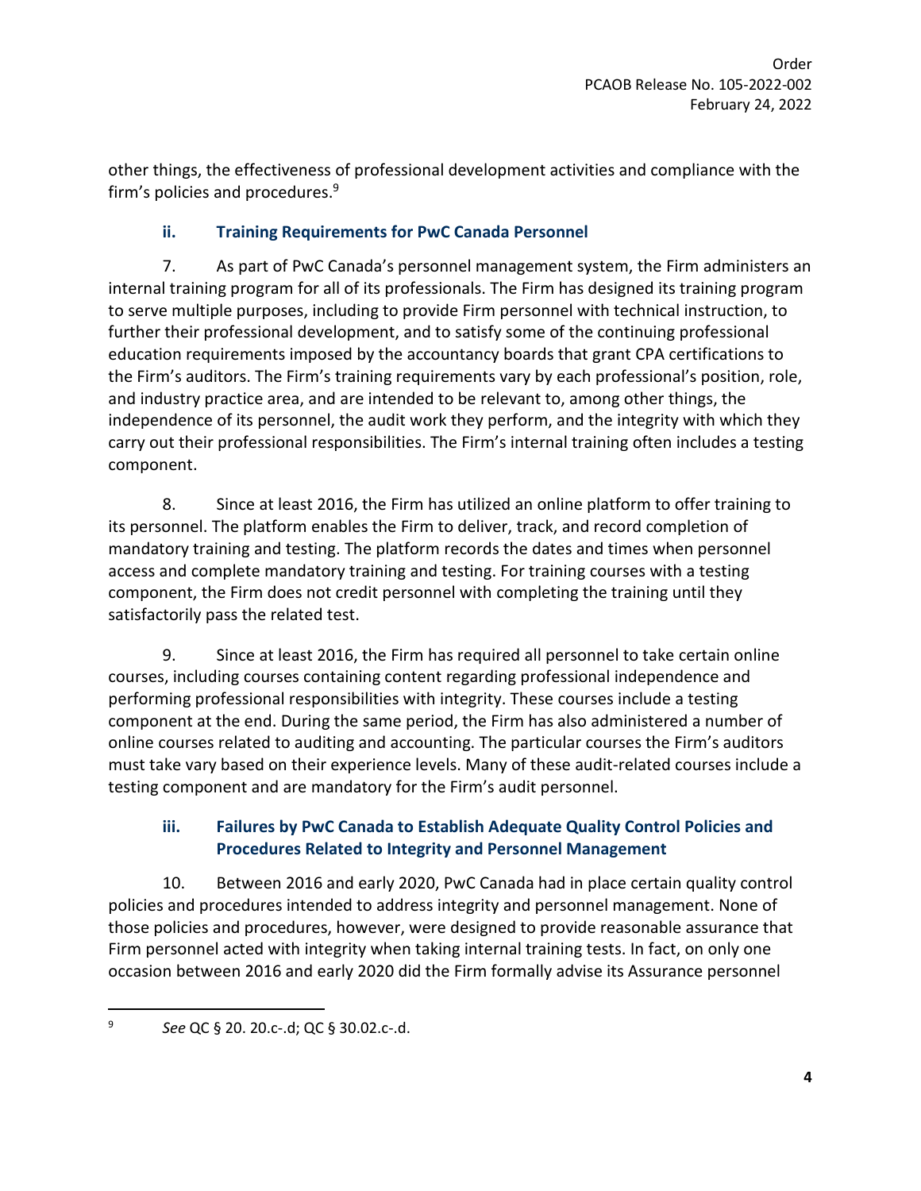other things, the effectiveness of professional development activities and compliance with the firm's policies and procedures.[9]

### ii. Training Requirements for PwC Canada Personnel

7. As part of PwC Canada's personnel management system, the Firm administers an internal training program for all of its professionals. The Firm has designed its training program to serve multiple purposes, including to provide Firm personnel with technical instruction, to further their professional development, and to satisfy some of the continuing professional education requirements imposed by the accountancy boards that grant CPA certifications to the Firm's auditors. The Firm's training requirements vary by each professional's position, role, and industry practice area, and are intended to be relevant to, among other things, the independence of its personnel, the audit work they perform, and the integrity with which they carry out their professional responsibilities. The Firm's internal training often includes a testing component.

8. Since at least 2016, the Firm has utilized an online platform to offer training to its personnel. The platform enables the Firm to deliver, track, and record completion of mandatory training and testing. The platform records the dates and times when personnel access and complete mandatory training and testing. For training courses with a testing component, the Firm does not credit personnel with completing the training until they satisfactorily pass the related test.

9. Since at least 2016, the Firm has required all personnel to take certain online courses, including courses containing content regarding professional independence and performing professional responsibilities with integrity. These courses include a testing component at the end. During the same period, the Firm has also administered a number of online courses related to auditing and accounting. The particular courses the Firm's auditors must take vary based on their experience levels. Many of these audit-related courses include a testing component and are mandatory for the Firm's audit personnel.

### iii. Failures by PwC Canada to Establish Adequate Quality Control Policies and Procedures Related to Integrity and Personnel Management

10. Between 2016 and early 2020, PwC Canada had in place certain quality control policies and procedures intended to address integrity and personnel management. None of those policies and procedures, however, were designed to provide reasonable assurance that Firm personnel acted with integrity when taking internal training tests. In fact, on only one occasion between 2016 and early 2020 did the Firm formally advise its Assurance personnel

---

[9] *See* QC § 20. 20.c-.d; QC § 30.02.c-.d.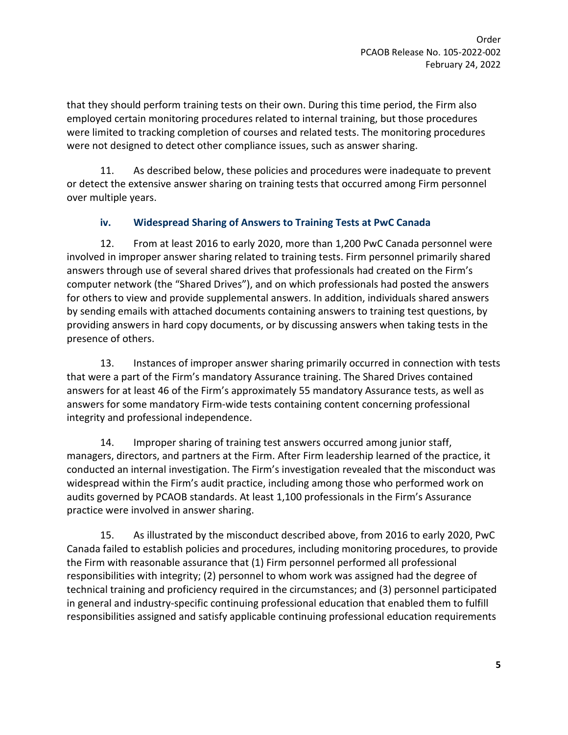that they should perform training tests on their own. During this time period, the Firm also employed certain monitoring procedures related to internal training, but those procedures were limited to tracking completion of courses and related tests. The monitoring procedures were not designed to detect other compliance issues, such as answer sharing.

11. As described below, these policies and procedures were inadequate to prevent or detect the extensive answer sharing on training tests that occurred among Firm personnel over multiple years.

### iv. Widespread Sharing of Answers to Training Tests at PwC Canada

12. From at least 2016 to early 2020, more than 1,200 PwC Canada personnel were involved in improper answer sharing related to training tests. Firm personnel primarily shared answers through use of several shared drives that professionals had created on the Firm's computer network (the "Shared Drives"), and on which professionals had posted the answers for others to view and provide supplemental answers. In addition, individuals shared answers by sending emails with attached documents containing answers to training test questions, by providing answers in hard copy documents, or by discussing answers when taking tests in the presence of others.

13. Instances of improper answer sharing primarily occurred in connection with tests that were a part of the Firm's mandatory Assurance training. The Shared Drives contained answers for at least 46 of the Firm's approximately 55 mandatory Assurance tests, as well as answers for some mandatory Firm-wide tests containing content concerning professional integrity and professional independence.

14. Improper sharing of training test answers occurred among junior staff, managers, directors, and partners at the Firm. After Firm leadership learned of the practice, it conducted an internal investigation. The Firm's investigation revealed that the misconduct was widespread within the Firm's audit practice, including among those who performed work on audits governed by PCAOB standards. At least 1,100 professionals in the Firm's Assurance practice were involved in answer sharing.

15. As illustrated by the misconduct described above, from 2016 to early 2020, PwC Canada failed to establish policies and procedures, including monitoring procedures, to provide the Firm with reasonable assurance that (1) Firm personnel performed all professional responsibilities with integrity; (2) personnel to whom work was assigned had the degree of technical training and proficiency required in the circumstances; and (3) personnel participated in general and industry-specific continuing professional education that enabled them to fulfill responsibilities assigned and satisfy applicable continuing professional education requirements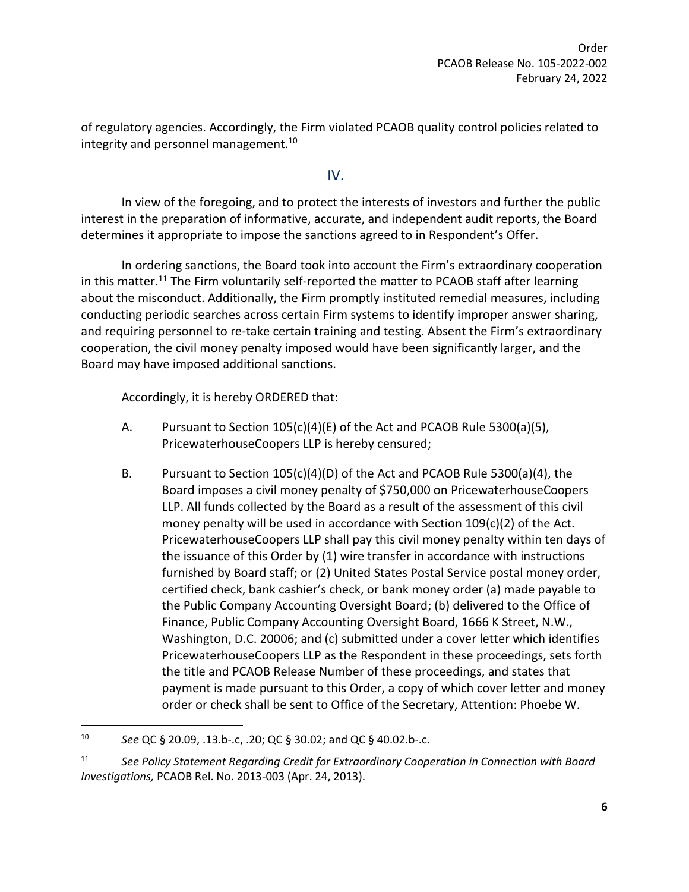of regulatory agencies. Accordingly, the Firm violated PCAOB quality control policies related to integrity and personnel management.[10]

## IV.

In view of the foregoing, and to protect the interests of investors and further the public interest in the preparation of informative, accurate, and independent audit reports, the Board determines it appropriate to impose the sanctions agreed to in Respondent's Offer.

In ordering sanctions, the Board took into account the Firm's extraordinary cooperation in this matter.[11] The Firm voluntarily self-reported the matter to PCAOB staff after learning about the misconduct. Additionally, the Firm promptly instituted remedial measures, including conducting periodic searches across certain Firm systems to identify improper answer sharing, and requiring personnel to re-take certain training and testing. Absent the Firm's extraordinary cooperation, the civil money penalty imposed would have been significantly larger, and the Board may have imposed additional sanctions.

Accordingly, it is hereby ORDERED that:

A. Pursuant to Section 105(c)(4)(E) of the Act and PCAOB Rule 5300(a)(5), PricewaterhouseCoopers LLP is hereby censured;

B. Pursuant to Section 105(c)(4)(D) of the Act and PCAOB Rule 5300(a)(4), the Board imposes a civil money penalty of $750,000 on PricewaterhouseCoopers LLP. All funds collected by the Board as a result of the assessment of this civil money penalty will be used in accordance with Section 109(c)(2) of the Act. PricewaterhouseCoopers LLP shall pay this civil money penalty within ten days of the issuance of this Order by (1) wire transfer in accordance with instructions furnished by Board staff; or (2) United States Postal Service postal money order, certified check, bank cashier's check, or bank money order (a) made payable to the Public Company Accounting Oversight Board; (b) delivered to the Office of Finance, Public Company Accounting Oversight Board, 1666 K Street, N.W., Washington, D.C. 20006; and (c) submitted under a cover letter which identifies PricewaterhouseCoopers LLP as the Respondent in these proceedings, sets forth the title and PCAOB Release Number of these proceedings, and states that payment is made pursuant to this Order, a copy of which cover letter and money order or check shall be sent to Office of the Secretary, Attention: Phoebe W.

---

[10] *See* QC § 20.09, .13.b-.c, .20; QC § 30.02; and QC § 40.02.b-.c.

[11] *See Policy Statement Regarding Credit for Extraordinary Cooperation in Connection with Board Investigations,* PCAOB Rel. No. 2013-003 (Apr. 24, 2013).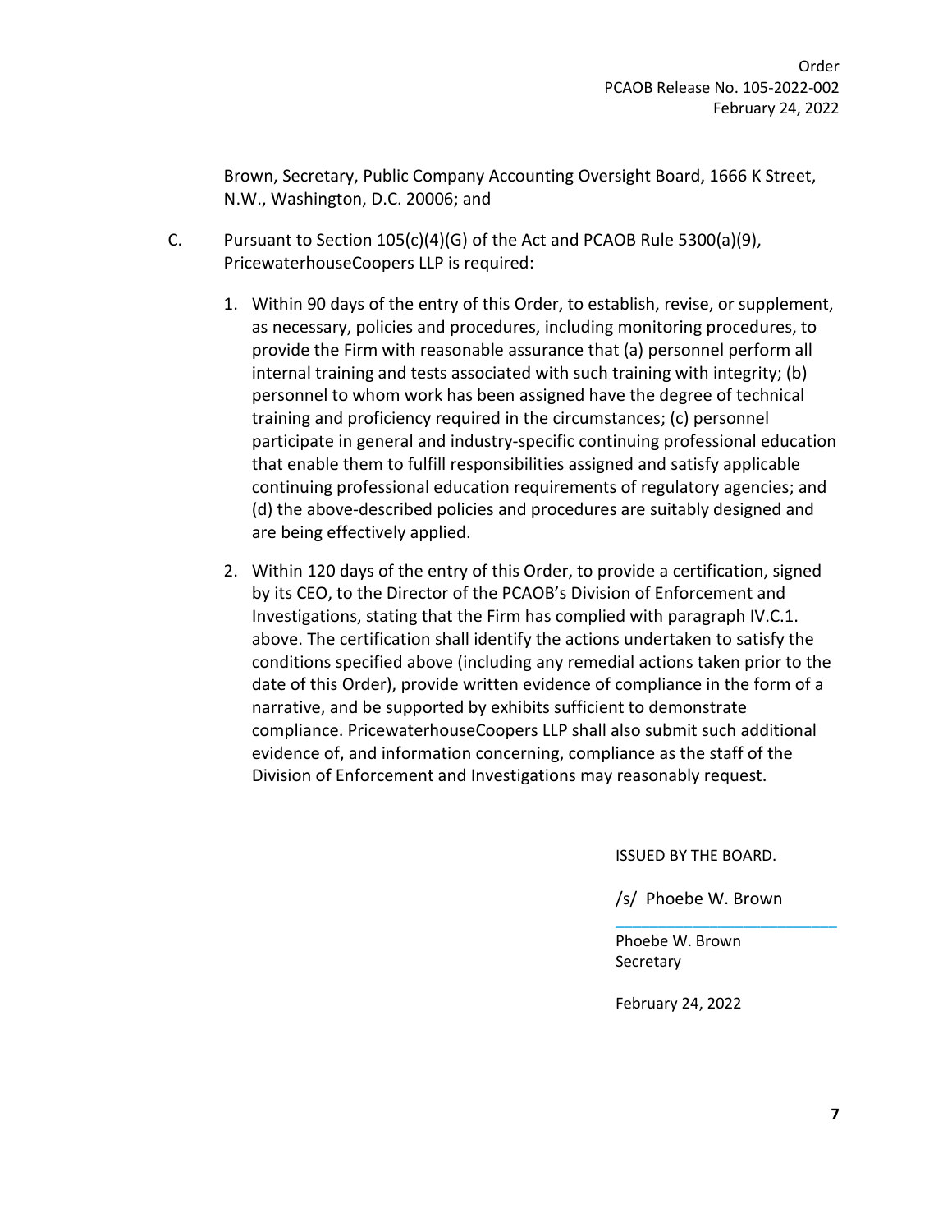Brown, Secretary, Public Company Accounting Oversight Board, 1666 K Street, N.W., Washington, D.C. 20006; and

C. Pursuant to Section 105(c)(4)(G) of the Act and PCAOB Rule 5300(a)(9), PricewaterhouseCoopers LLP is required:

1. Within 90 days of the entry of this Order, to establish, revise, or supplement, as necessary, policies and procedures, including monitoring procedures, to provide the Firm with reasonable assurance that (a) personnel perform all internal training and tests associated with such training with integrity; (b) personnel to whom work has been assigned have the degree of technical training and proficiency required in the circumstances; (c) personnel participate in general and industry-specific continuing professional education that enable them to fulfill responsibilities assigned and satisfy applicable continuing professional education requirements of regulatory agencies; and (d) the above-described policies and procedures are suitably designed and are being effectively applied.

2. Within 120 days of the entry of this Order, to provide a certification, signed by its CEO, to the Director of the PCAOB's Division of Enforcement and Investigations, stating that the Firm has complied with paragraph IV.C.1. above. The certification shall identify the actions undertaken to satisfy the conditions specified above (including any remedial actions taken prior to the date of this Order), provide written evidence of compliance in the form of a narrative, and be supported by exhibits sufficient to demonstrate compliance. PricewaterhouseCoopers LLP shall also submit such additional evidence of, and information concerning, compliance as the staff of the Division of Enforcement and Investigations may reasonably request.

ISSUED BY THE BOARD.

/s/ Phoebe W. Brown

Phoebe W. Brown
Secretary

February 24, 2022